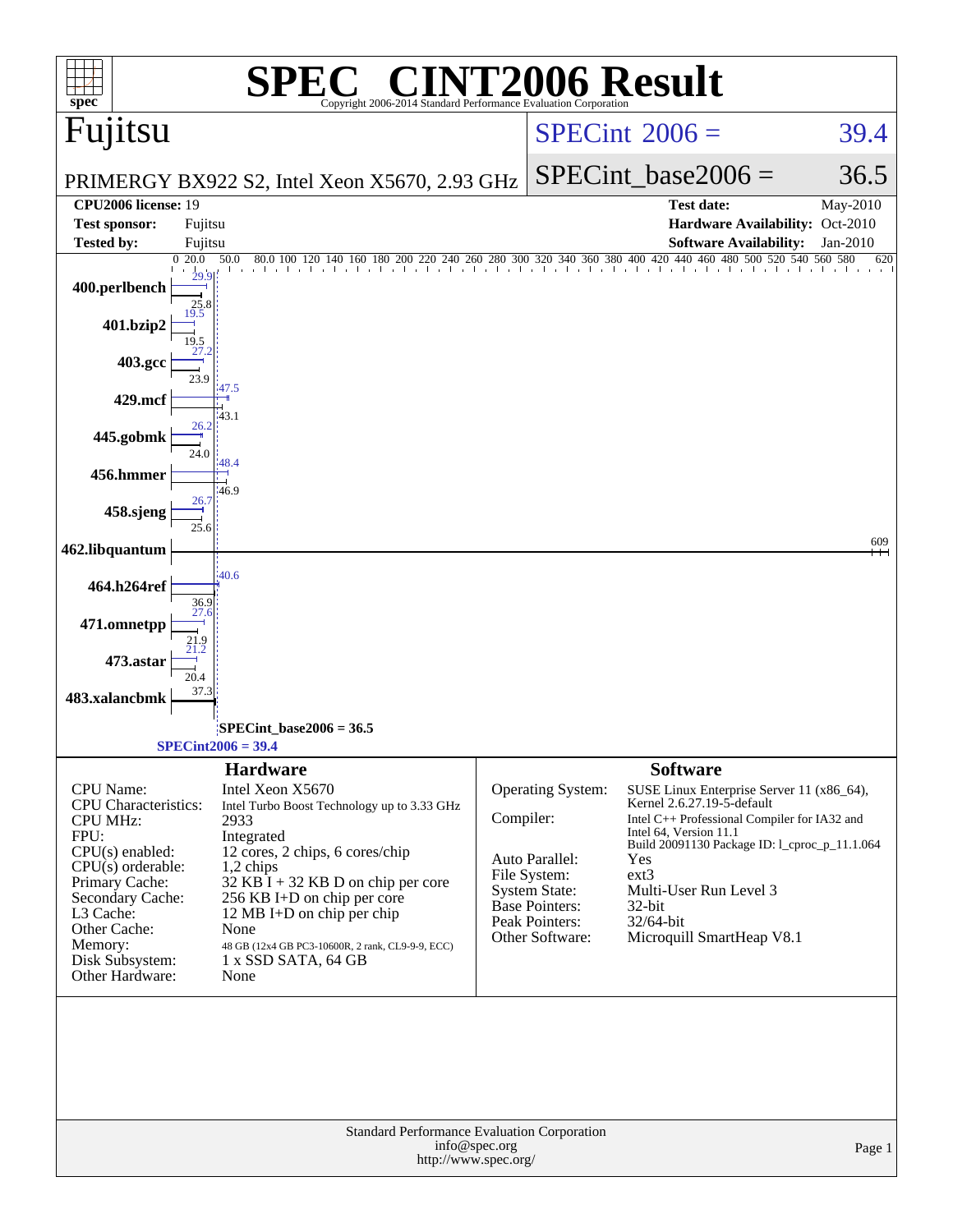# SPEC CINT2006 Result

Copyright 2006-2014 Standard Performance Evaluation Corporation

## Fujitsu

PRIMERGY BX922 S2, Intel Xeon X5670, 2.93 GHz

SPECint 2006 = 39.4

SPECint_base2006 = 36.5

| | | | |
|---|---|---|---|
| **CPU2006 license:** 19 | | **Test date:** | May-2010 |
| **Test sponsor:** | Fujitsu | **Hardware Availability:** | Oct-2010 |
| **Tested by:** | Fujitsu | **Software Availability:** | Jan-2010 |

| Benchmark | Peak | Base |
|---|---|---|
| 400.perlbench | 29.9 | 25.8 |
| 401.bzip2 | 19.5 | 19.5 |
| 403.gcc | 27.2 | 23.9 |
| 429.mcf | 47.5 | 43.1 |
| 445.gobmk | 26.2 | 24.0 |
| 456.hmmer | 48.4 | 46.9 |
| 458.sjeng | 26.7 | 25.6 |
| 462.libquantum | 609 | 609 |
| 464.h264ref | 40.6 | 36.9 |
| 471.omnetpp | 27.6 | 21.9 |
| 473.astar | 21.2 | 20.4 |
| 483.xalancbmk | 37.3 | 37.3 |

SPECint_base2006 = 36.5

SPECint2006 = 39.4

## Hardware

| | |
|---|---|
| CPU Name: | Intel Xeon X5670 |
| CPU Characteristics: | Intel Turbo Boost Technology up to 3.33 GHz |
| CPU MHz: | 2933 |
| FPU: | Integrated |
| CPU(s) enabled: | 12 cores, 2 chips, 6 cores/chip |
| CPU(s) orderable: | 1,2 chips |
| Primary Cache: | 32 KB I + 32 KB D on chip per core |
| Secondary Cache: | 256 KB I+D on chip per core |
| L3 Cache: | 12 MB I+D on chip per chip |
| Other Cache: | None |
| Memory: | 48 GB (12x4 GB PC3-10600R, 2 rank, CL9-9-9, ECC) |
| Disk Subsystem: | 1 x SSD SATA, 64 GB |
| Other Hardware: | None |

## Software

| | |
|---|---|
| Operating System: | SUSE Linux Enterprise Server 11 (x86_64), Kernel 2.6.27.19-5-default |
| Compiler: | Intel C++ Professional Compiler for IA32 and Intel 64, Version 11.1 Build 20091130 Package ID: l_cproc_p_11.1.064 |
| Auto Parallel: | Yes |
| File System: | ext3 |
| System State: | Multi-User Run Level 3 |
| Base Pointers: | 32-bit |
| Peak Pointers: | 32/64-bit |
| Other Software: | Microquill SmartHeap V8.1 |

Standard Performance Evaluation Corporation
info@spec.org
http://www.spec.org/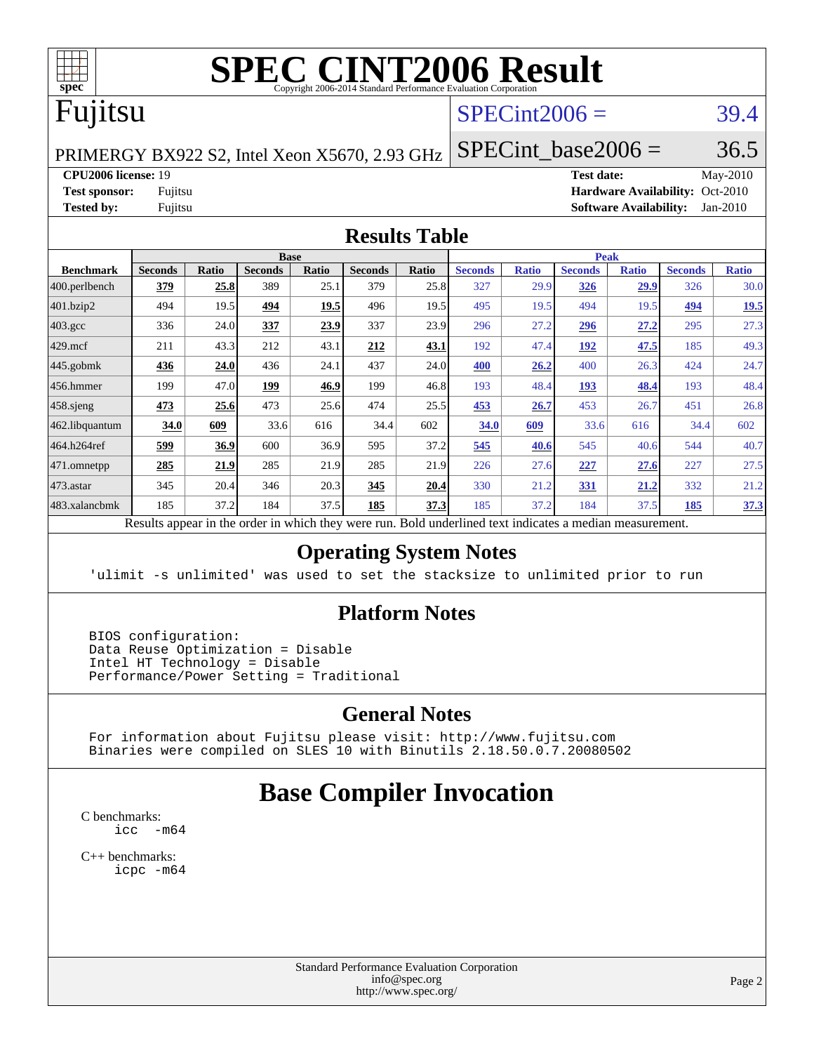# SPEC CINT2006 Result

Copyright 2006-2014 Standard Performance Evaluation Corporation

# Fujitsu

PRIMERGY BX922 S2, Intel Xeon X5670, 2.93 GHz

SPECint2006 = 39.4

SPECint_base2006 = 36.5

**CPU2006 license:** 19
**Test sponsor:** Fujitsu
**Tested by:** Fujitsu

**Test date:** May-2010
**Hardware Availability:** Oct-2010
**Software Availability:** Jan-2010

## Results Table

| | Base | | | | | | Peak | | | | | |
|---|---|---|---|---|---|---|---|---|---|---|---|---|
| **Benchmark** | **Seconds** | **Ratio** | **Seconds** | **Ratio** | **Seconds** | **Ratio** | **Seconds** | **Ratio** | **Seconds** | **Ratio** | **Seconds** | **Ratio** |
| 400.perlbench | **379** | **25.8** | 389 | 25.1 | 379 | 25.8 | 327 | 29.9 | **326** | **29.9** | 326 | 30.0 |
| 401.bzip2 | 494 | 19.5 | **494** | **19.5** | 496 | 19.5 | 495 | 19.5 | 494 | 19.5 | **494** | **19.5** |
| 403.gcc | 336 | 24.0 | **337** | **23.9** | 337 | 23.9 | 296 | 27.2 | **296** | **27.2** | 295 | 27.3 |
| 429.mcf | 211 | 43.3 | 212 | 43.1 | **212** | **43.1** | 192 | 47.4 | **192** | **47.5** | 185 | 49.3 |
| 445.gobmk | **436** | **24.0** | 436 | 24.1 | 437 | 24.0 | **400** | **26.2** | 400 | 26.3 | 424 | 24.7 |
| 456.hmmer | 199 | 47.0 | **199** | **46.9** | 199 | 46.8 | 193 | 48.4 | **193** | **48.4** | 193 | 48.4 |
| 458.sjeng | **473** | **25.6** | 473 | 25.6 | 474 | 25.5 | **453** | **26.7** | 453 | 26.7 | 451 | 26.8 |
| 462.libquantum | **34.0** | **609** | 33.6 | 616 | 34.4 | 602 | **34.0** | **609** | 33.6 | 616 | 34.4 | 602 |
| 464.h264ref | **599** | **36.9** | 600 | 36.9 | 595 | 37.2 | **545** | **40.6** | 545 | 40.6 | 544 | 40.7 |
| 471.omnetpp | **285** | **21.9** | 285 | 21.9 | 285 | 21.9 | 226 | 27.6 | **227** | **27.6** | 227 | 27.5 |
| 473.astar | 345 | 20.4 | 346 | 20.3 | **345** | **20.4** | 330 | 21.2 | **331** | **21.2** | 332 | 21.2 |
| 483.xalancbmk | 185 | 37.2 | 184 | 37.5 | **185** | **37.3** | 185 | 37.2 | 184 | 37.5 | **185** | **37.3** |

Results appear in the order in which they were run. Bold underlined text indicates a median measurement.

## Operating System Notes

'ulimit -s unlimited' was used to set the stacksize to unlimited prior to run

## Platform Notes

```
BIOS configuration:
Data Reuse Optimization = Disable
Intel HT Technology = Disable
Performance/Power Setting = Traditional
```

## General Notes

```
For information about Fujitsu please visit: http://www.fujitsu.com
Binaries were compiled on SLES 10 with Binutils 2.18.50.0.7.20080502
```

# Base Compiler Invocation

C benchmarks:
```
icc  -m64
```

C++ benchmarks:
```
icpc -m64
```

Standard Performance Evaluation Corporation
info@spec.org
http://www.spec.org/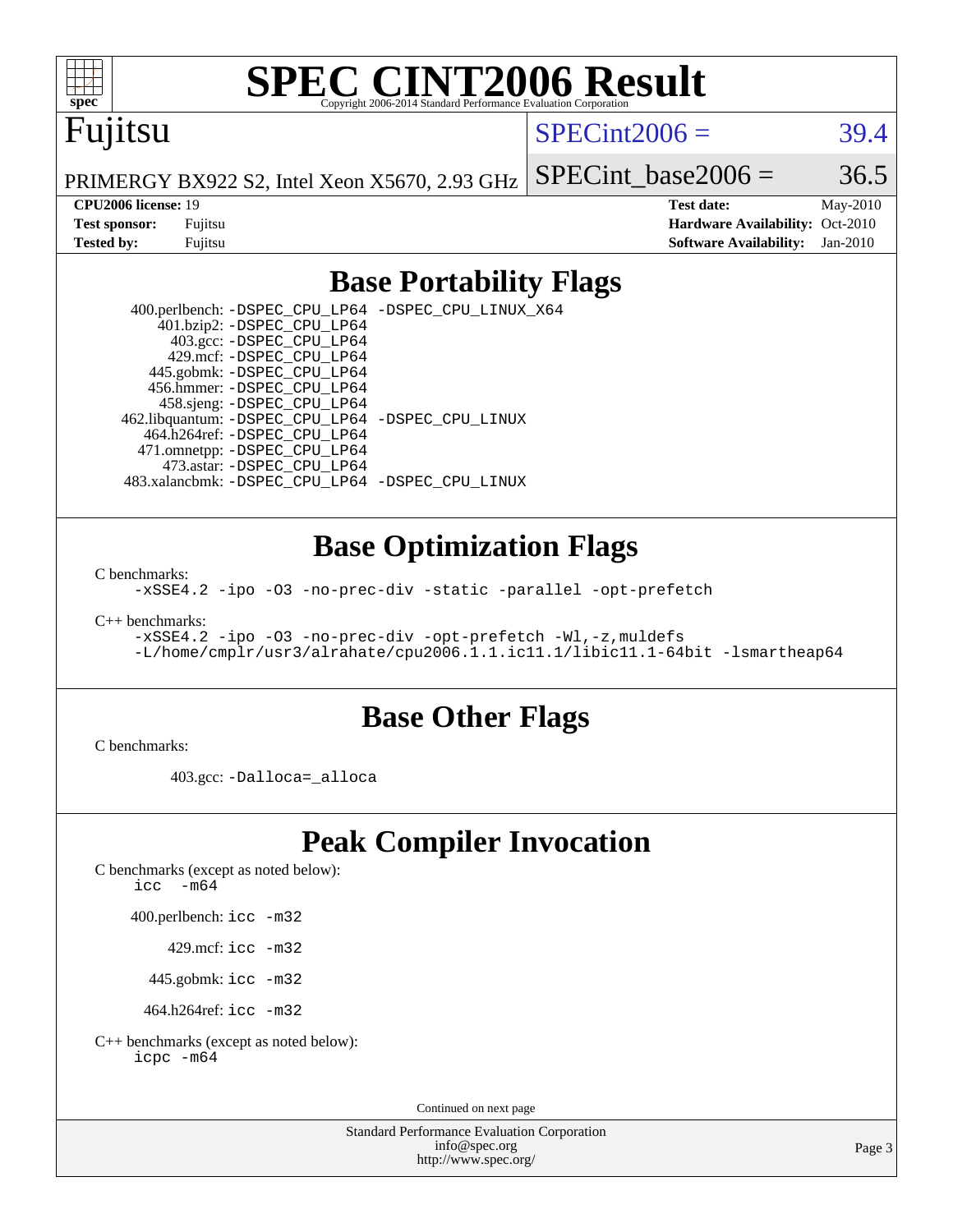# SPEC CINT2006 Result

Copyright 2006-2014 Standard Performance Evaluation Corporation

**Fujitsu**

PRIMERGY BX922 S2, Intel Xeon X5670, 2.93 GHz

SPECint2006 = 39.4

SPECint_base2006 = 36.5

| | | | |
|---|---|---|---|
| **CPU2006 license:** 19 | | **Test date:** | May-2010 |
| **Test sponsor:** | Fujitsu | **Hardware Availability:** | Oct-2010 |
| **Tested by:** | Fujitsu | **Software Availability:** | Jan-2010 |

## Base Portability Flags

400.perlbench: `-DSPEC_CPU_LP64 -DSPEC_CPU_LINUX_X64`
401.bzip2: `-DSPEC_CPU_LP64`
403.gcc: `-DSPEC_CPU_LP64`
429.mcf: `-DSPEC_CPU_LP64`
445.gobmk: `-DSPEC_CPU_LP64`
456.hmmer: `-DSPEC_CPU_LP64`
458.sjeng: `-DSPEC_CPU_LP64`
462.libquantum: `-DSPEC_CPU_LP64 -DSPEC_CPU_LINUX`
464.h264ref: `-DSPEC_CPU_LP64`
471.omnetpp: `-DSPEC_CPU_LP64`
473.astar: `-DSPEC_CPU_LP64`
483.xalancbmk: `-DSPEC_CPU_LP64 -DSPEC_CPU_LINUX`

## Base Optimization Flags

C benchmarks:

```
-xSSE4.2 -ipo -O3 -no-prec-div -static -parallel -opt-prefetch
```

C++ benchmarks:

```
-xSSE4.2 -ipo -O3 -no-prec-div -opt-prefetch -Wl,-z,muldefs
-L/home/cmplr/usr3/alrahate/cpu2006.1.1.ic11.1/libic11.1-64bit -lsmartheap64
```

## Base Other Flags

C benchmarks:

403.gcc: `-Dalloca=_alloca`

## Peak Compiler Invocation

C benchmarks (except as noted below):

```
icc -m64
```

400.perlbench: `icc -m32`

429.mcf: `icc -m32`

445.gobmk: `icc -m32`

464.h264ref: `icc -m32`

C++ benchmarks (except as noted below):

```
icpc -m64
```

Continued on next page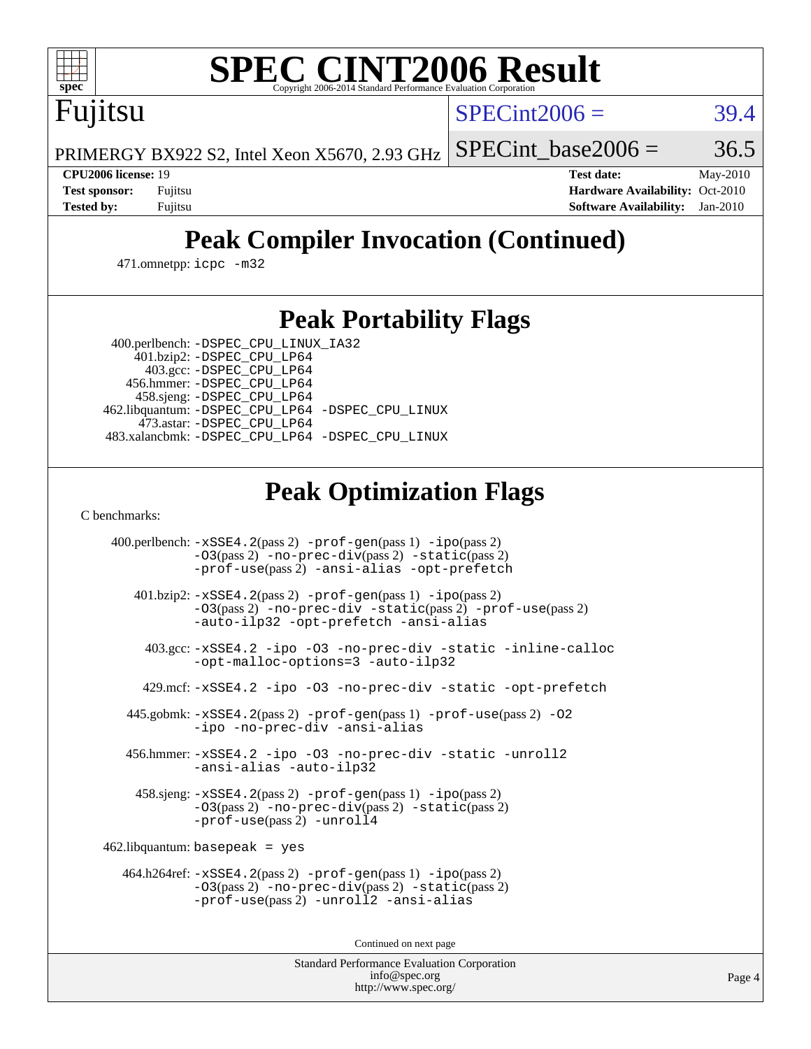# SPEC CINT2006 Result

Fujitsu

PRIMERGY BX922 S2, Intel Xeon X5670, 2.93 GHz

SPECint2006 = 39.4

SPECint_base2006 = 36.5

**CPU2006 license:** 19
**Test sponsor:** Fujitsu
**Tested by:** Fujitsu

**Test date:** May-2010
**Hardware Availability:** Oct-2010
**Software Availability:** Jan-2010

## Peak Compiler Invocation (Continued)

471.omnetpp: icpc -m32

## Peak Portability Flags

400.perlbench: -DSPEC_CPU_LINUX_IA32
401.bzip2: -DSPEC_CPU_LP64
403.gcc: -DSPEC_CPU_LP64
456.hmmer: -DSPEC_CPU_LP64
458.sjeng: -DSPEC_CPU_LP64
462.libquantum: -DSPEC_CPU_LP64 -DSPEC_CPU_LINUX
473.astar: -DSPEC_CPU_LP64
483.xalancbmk: -DSPEC_CPU_LP64 -DSPEC_CPU_LINUX

## Peak Optimization Flags

C benchmarks:

400.perlbench: -xSSE4.2(pass 2) -prof-gen(pass 1) -ipo(pass 2) -O3(pass 2) -no-prec-div(pass 2) -static(pass 2) -prof-use(pass 2) -ansi-alias -opt-prefetch

401.bzip2: -xSSE4.2(pass 2) -prof-gen(pass 1) -ipo(pass 2) -O3(pass 2) -no-prec-div -static(pass 2) -prof-use(pass 2) -auto-ilp32 -opt-prefetch -ansi-alias

403.gcc: -xSSE4.2 -ipo -O3 -no-prec-div -static -inline-calloc -opt-malloc-options=3 -auto-ilp32

429.mcf: -xSSE4.2 -ipo -O3 -no-prec-div -static -opt-prefetch

445.gobmk: -xSSE4.2(pass 2) -prof-gen(pass 1) -prof-use(pass 2) -O2 -ipo -no-prec-div -ansi-alias

456.hmmer: -xSSE4.2 -ipo -O3 -no-prec-div -static -unroll2 -ansi-alias -auto-ilp32

458.sjeng: -xSSE4.2(pass 2) -prof-gen(pass 1) -ipo(pass 2) -O3(pass 2) -no-prec-div(pass 2) -static(pass 2) -prof-use(pass 2) -unroll4

462.libquantum: basepeak = yes

464.h264ref: -xSSE4.2(pass 2) -prof-gen(pass 1) -ipo(pass 2) -O3(pass 2) -no-prec-div(pass 2) -static(pass 2) -prof-use(pass 2) -unroll2 -ansi-alias

Continued on next page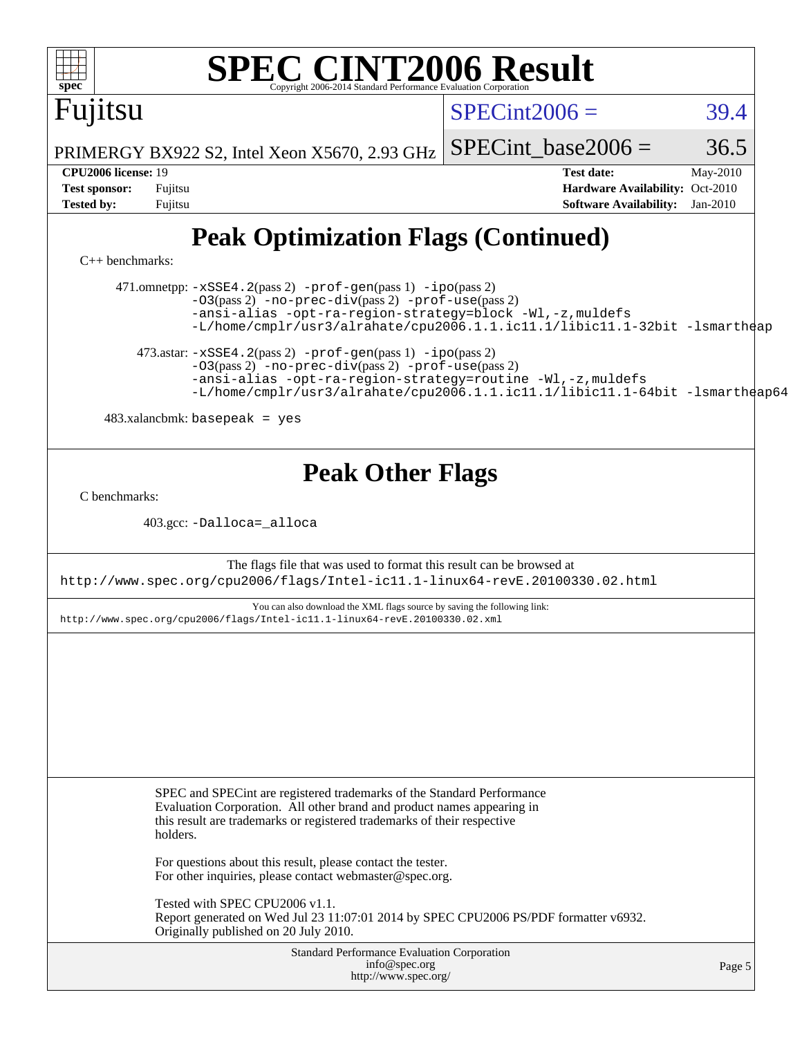# SPEC CINT2006 Result

Copyright 2006-2014 Standard Performance Evaluation Corporation

Fujitsu

PRIMERGY BX922 S2, Intel Xeon X5670, 2.93 GHz

SPECint2006 = 39.4

SPECint_base2006 = 36.5

**CPU2006 license:** 19
**Test sponsor:** Fujitsu
**Tested by:** Fujitsu

**Test date:** May-2010
**Hardware Availability:** Oct-2010
**Software Availability:** Jan-2010

## Peak Optimization Flags (Continued)

C++ benchmarks:

471.omnetpp: `-xSSE4.2`(pass 2) `-prof-gen`(pass 1) `-ipo`(pass 2) `-O3`(pass 2) `-no-prec-div`(pass 2) `-prof-use`(pass 2) `-ansi-alias -opt-ra-region-strategy=block -Wl,-z,muldefs -L/home/cmplr/usr3/alrahate/cpu2006.1.1.ic11.1/libic11.1-32bit -lsmartheap`

473.astar: `-xSSE4.2`(pass 2) `-prof-gen`(pass 1) `-ipo`(pass 2) `-O3`(pass 2) `-no-prec-div`(pass 2) `-prof-use`(pass 2) `-ansi-alias -opt-ra-region-strategy=routine -Wl,-z,muldefs -L/home/cmplr/usr3/alrahate/cpu2006.1.1.ic11.1/libic11.1-64bit -lsmartheap64`

483.xalancbmk: `basepeak = yes`

## Peak Other Flags

C benchmarks:

403.gcc: `-Dalloca=_alloca`

The flags file that was used to format this result can be browsed at
http://www.spec.org/cpu2006/flags/Intel-ic11.1-linux64-revE.20100330.02.html

You can also download the XML flags source by saving the following link:
http://www.spec.org/cpu2006/flags/Intel-ic11.1-linux64-revE.20100330.02.xml

SPEC and SPECint are registered trademarks of the Standard Performance Evaluation Corporation. All other brand and product names appearing in this result are trademarks or registered trademarks of their respective holders.

For questions about this result, please contact the tester.
For other inquiries, please contact webmaster@spec.org.

Tested with SPEC CPU2006 v1.1.
Report generated on Wed Jul 23 11:07:01 2014 by SPEC CPU2006 PS/PDF formatter v6932.
Originally published on 20 July 2010.

Standard Performance Evaluation Corporation
info@spec.org
http://www.spec.org/